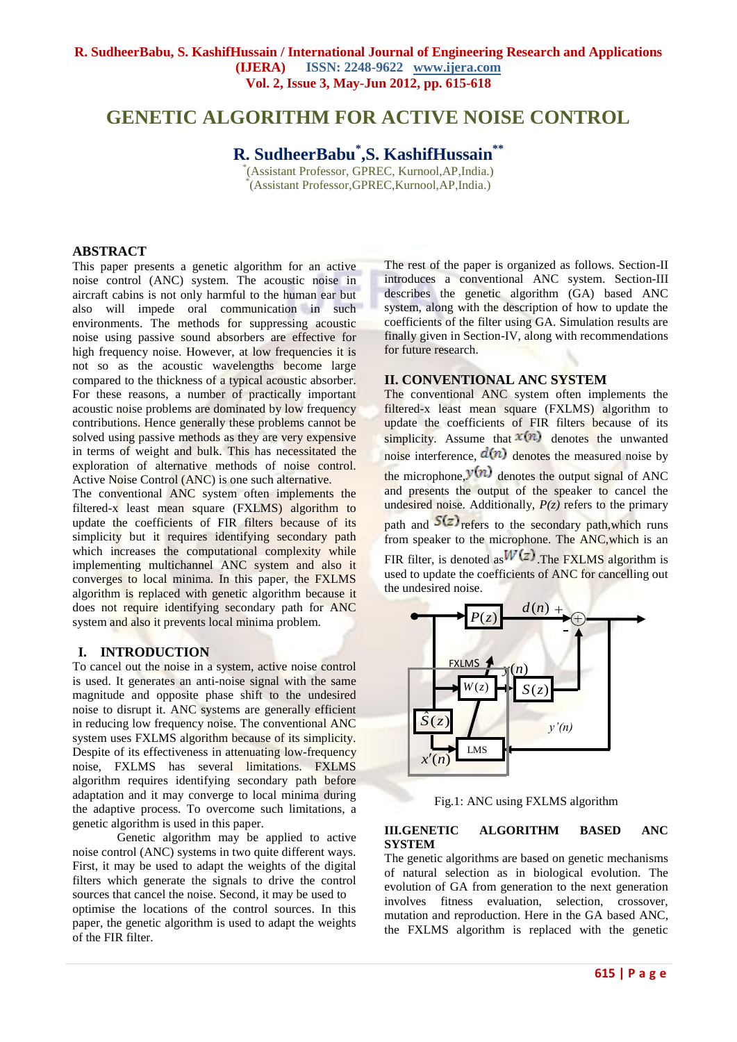# GENETIC ALGORITHM FOR ACTIVE NOISE CONTROL

**R. SudheerBabu[*], S. KashifHussain[**]**

[*](Assistant Professor, GPREC, Kurnool,AP,India.)
[*](Assistant Professor,GPREC,Kurnool,AP,India.)

## ABSTRACT

This paper presents a genetic algorithm for an active noise control (ANC) system. The acoustic noise in aircraft cabins is not only harmful to the human ear but also will impede oral communication in such environments. The methods for suppressing acoustic noise using passive sound absorbers are effective for high frequency noise. However, at low frequencies it is not so as the acoustic wavelengths become large compared to the thickness of a typical acoustic absorber. For these reasons, a number of practically important acoustic noise problems are dominated by low frequency contributions. Hence generally these problems cannot be solved using passive methods as they are very expensive in terms of weight and bulk. This has necessitated the exploration of alternative methods of noise control. Active Noise Control (ANC) is one such alternative.

The conventional ANC system often implements the filtered-x least mean square (FXLMS) algorithm to update the coefficients of FIR filters because of its simplicity but it requires identifying secondary path which increases the computational complexity while implementing multichannel ANC system and also it converges to local minima. In this paper, the FXLMS algorithm is replaced with genetic algorithm because it does not require identifying secondary path for ANC system and also it prevents local minima problem.

## I. INTRODUCTION

To cancel out the noise in a system, active noise control is used. It generates an anti-noise signal with the same magnitude and opposite phase shift to the undesired noise to disrupt it. ANC systems are generally efficient in reducing low frequency noise. The conventional ANC system uses FXLMS algorithm because of its simplicity. Despite of its effectiveness in attenuating low-frequency noise, FXLMS has several limitations. FXLMS algorithm requires identifying secondary path before adaptation and it may converge to local minima during the adaptive process. To overcome such limitations, a genetic algorithm is used in this paper.

Genetic algorithm may be applied to active noise control (ANC) systems in two quite different ways. First, it may be used to adapt the weights of the digital filters which generate the signals to drive the control sources that cancel the noise. Second, it may be used to optimise the locations of the control sources. In this paper, the genetic algorithm is used to adapt the weights of the FIR filter.

The rest of the paper is organized as follows. Section-II introduces a conventional ANC system. Section-III describes the genetic algorithm (GA) based ANC system, along with the description of how to update the coefficients of the filter using GA. Simulation results are finally given in Section-IV, along with recommendations for future research.

## II. CONVENTIONAL ANC SYSTEM

The conventional ANC system often implements the filtered-x least mean square (FXLMS) algorithm to update the coefficients of FIR filters because of its simplicity. Assume that $x(n)$ denotes the unwanted noise interference, $d(n)$ denotes the measured noise by the microphone, $y(n)$ denotes the output signal of ANC and presents the output of the speaker to cancel the undesired noise. Additionally, *P(z)* refers to the primary path and $S(z)$ refers to the secondary path, which runs from speaker to the microphone. The ANC, which is an FIR filter, is denoted as $W(z)$. The FXLMS algorithm is used to update the coefficients of ANC for cancelling out the undesired noise.

Fig.1: ANC using FXLMS algorithm

## III. GENETIC ALGORITHM BASED ANC SYSTEM

The genetic algorithms are based on genetic mechanisms of natural selection as in biological evolution. The evolution of GA from generation to the next generation involves fitness evaluation, selection, crossover, mutation and reproduction. Here in the GA based ANC, the FXLMS algorithm is replaced with the genetic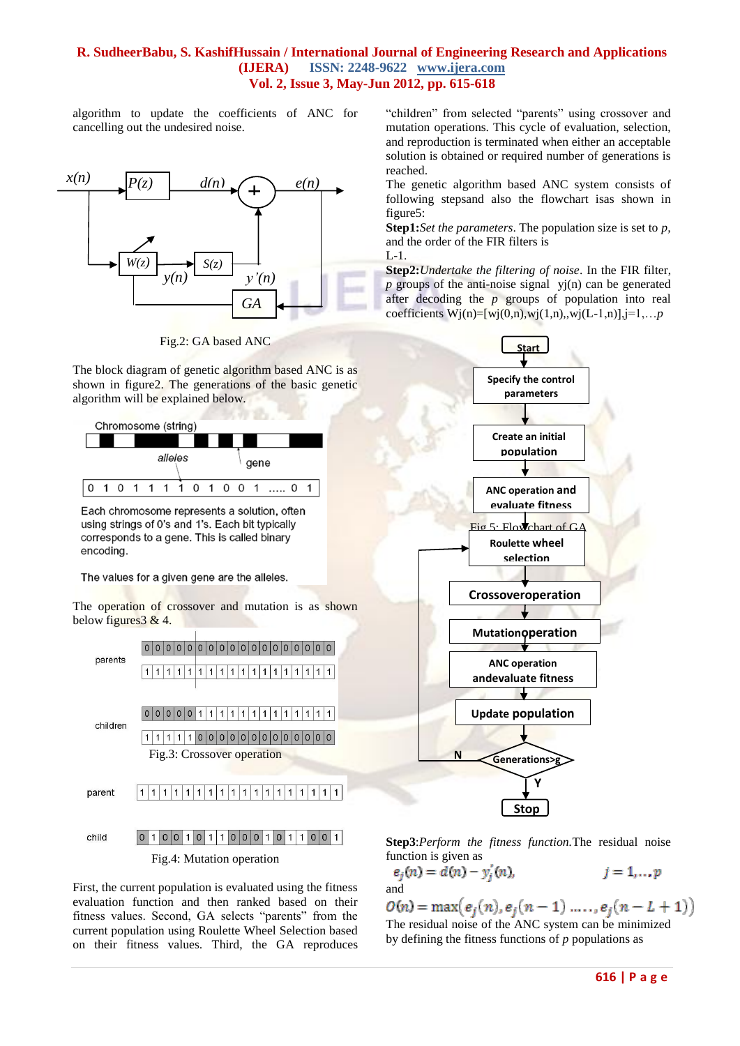algorithm to update the coefficients of ANC for cancelling out the undesired noise.

Fig.2: GA based ANC

The block diagram of genetic algorithm based ANC is as shown in figure2. The generations of the basic genetic algorithm will be explained below.

Chromosome (string)

alleles gene

0 1 0 1 1 1 1 0 1 0 0 1 ..... 0 1

Each chromosome represents a solution, often using strings of 0's and 1's. Each bit typically corresponds to a gene. This is called binary encoding.

The values for a given gene are the alleles.

The operation of crossover and mutation is as shown below figures3 & 4.

Fig.3: Crossover operation

Fig.4: Mutation operation

First, the current population is evaluated using the fitness evaluation function and then ranked based on their fitness values. Second, GA selects "parents" from the current population using Roulette Wheel Selection based on their fitness values. Third, the GA reproduces "children" from selected "parents" using crossover and mutation operations. This cycle of evaluation, selection, and reproduction is terminated when either an acceptable solution is obtained or required number of generations is reached.

The genetic algorithm based ANC system consists of following stepsand also the flowchart isas shown in figure5:

**Step1:** *Set the parameters*. The population size is set to *p*, and the order of the FIR filters is L-1.

**Step2:** *Undertake the filtering of noise*. In the FIR filter, *p* groups of the anti-noise signal $y_j(n)$ can be generated after decoding the *p* groups of population into real coefficients $W_j(n)=[w_j(0,n),w_j(1,n),,w_j(L-1,n)],j=1,\ldots p$

Fig 5: Flowchart of GA

**Step3**: *Perform the fitness function.* The residual noise function is given as

$$e_j(n) = d(n) - y_j'(n), \qquad j = 1,\ldots,p$$

and

$$O(n) = \max\left(e_j(n), e_j(n-1) \ldots\ldots, e_j(n-L+1)\right)$$

The residual noise of the ANC system can be minimized by defining the fitness functions of *p* populations as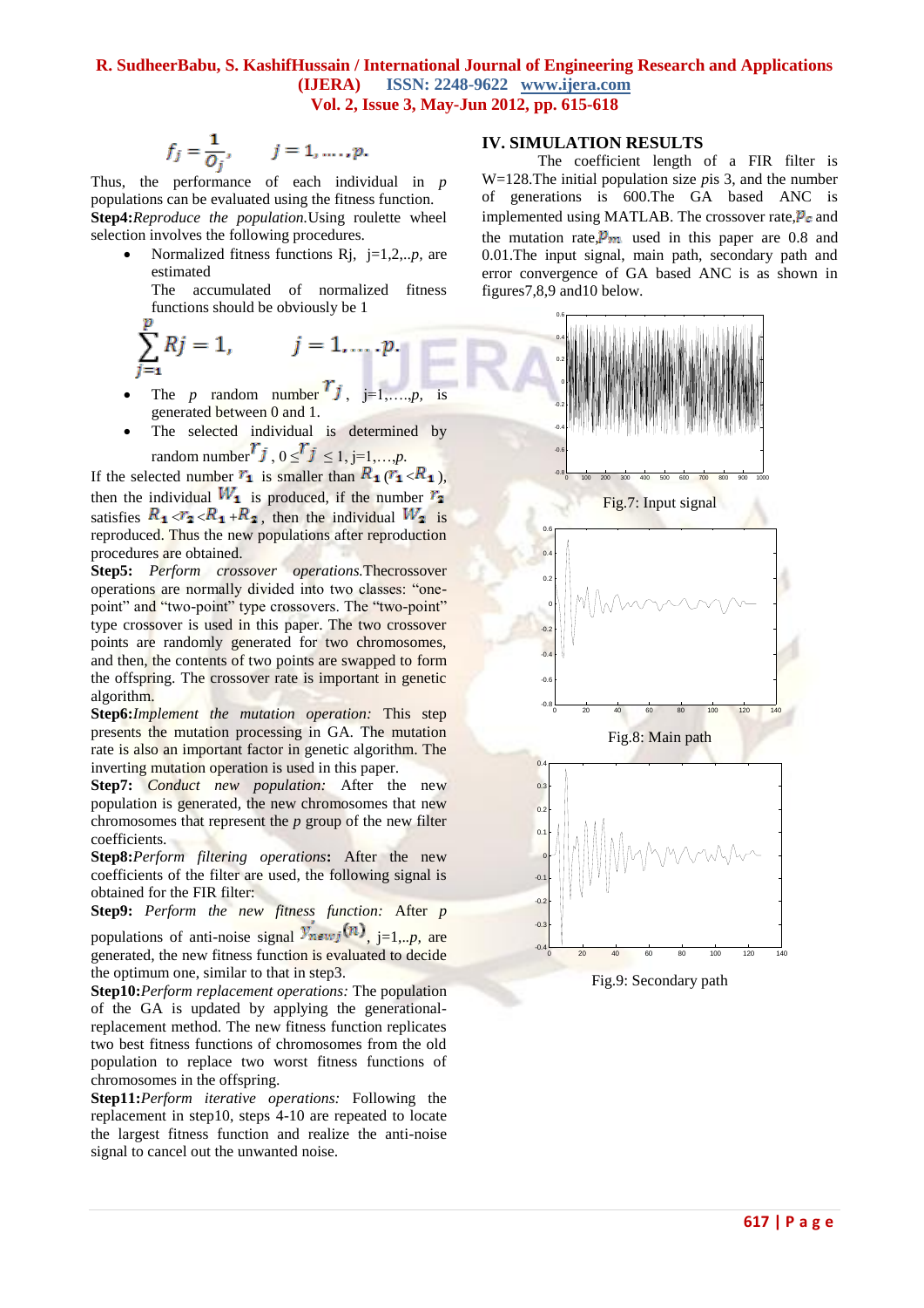$$f_j = \frac{1}{O_j}, \qquad j = 1, \ldots, p.$$

Thus, the performance of each individual in $p$ populations can be evaluated using the fitness function.

**Step4:***Reproduce the population.*Using roulette wheel selection involves the following procedures.

- Normalized fitness functions Rj, j=1,2,..*p*, are estimated
  The accumulated of normalized fitness functions should be obviously be 1

$$\sum_{j=1}^{p} Rj = 1, \qquad j = 1, \ldots, p.$$

- The $p$ random number $r_j$, j=1,….,*p*, is generated between 0 and 1.
- The selected individual is determined by random number $r_j$, $0 \le r_j \le 1$, j=1,….,*p*.

If the selected number $r_1$ is smaller than $R_1$ ($r_1 < R_1$), then the individual $W_1$ is produced, if the number $r_2$ satisfies $R_1 < r_2 < R_1 + R_2$, then the individual $W_2$ is reproduced. Thus the new populations after reproduction procedures are obtained.

**Step5:** *Perform crossover operations.*Thecrossover operations are normally divided into two classes: "one-point" and "two-point" type crossovers. The "two-point" type crossover is used in this paper. The two crossover points are randomly generated for two chromosomes, and then, the contents of two points are swapped to form the offspring. The crossover rate is important in genetic algorithm.

**Step6:***Implement the mutation operation:* This step presents the mutation processing in GA. The mutation rate is also an important factor in genetic algorithm. The inverting mutation operation is used in this paper.

**Step7:** *Conduct new population:* After the new population is generated, the new chromosomes that new chromosomes that represent the $p$ group of the new filter coefficients.

**Step8:***Perform filtering operations***:** After the new coefficients of the filter are used, the following signal is obtained for the FIR filter:

**Step9:** *Perform the new fitness function:* After $p$ populations of anti-noise signal $y'_{newj}(n)$, j=1,..*p*, are generated, the new fitness function is evaluated to decide the optimum one, similar to that in step3.

**Step10:***Perform replacement operations:* The population of the GA is updated by applying the generational-replacement method. The new fitness function replicates two best fitness functions of chromosomes from the old population to replace two worst fitness functions of chromosomes in the offspring.

**Step11:***Perform iterative operations:* Following the replacement in step10, steps 4-10 are repeated to locate the largest fitness function and realize the anti-noise signal to cancel out the unwanted noise.

## IV. SIMULATION RESULTS

The coefficient length of a FIR filter is W=128.The initial population size *p*is 3, and the number of generations is 600.The GA based ANC is implemented using MATLAB. The crossover rate,$p_c$ and the mutation rate,$p_m$ used in this paper are 0.8 and 0.01.The input signal, main path, secondary path and error convergence of GA based ANC is as shown in figures7,8,9 and10 below.

Fig.7: Input signal

Fig.8: Main path

Fig.9: Secondary path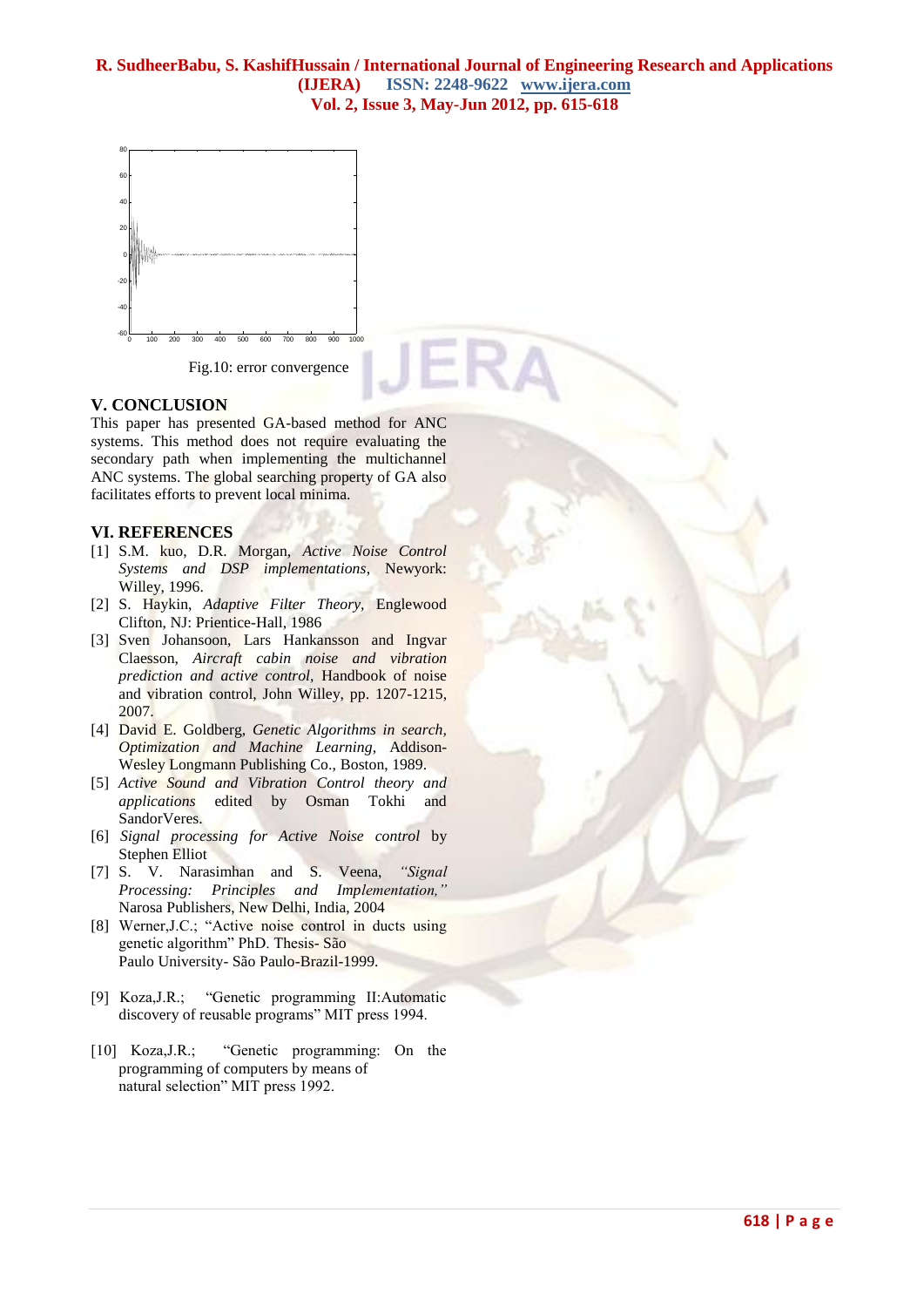80
60
40
20
0
-20
-40
-60
0 100 200 300 400 500 600 700 800 900 1000

Fig.10: error convergence

## V. CONCLUSION

This paper has presented GA-based method for ANC systems. This method does not require evaluating the secondary path when implementing the multichannel ANC systems. The global searching property of GA also facilitates efforts to prevent local minima.

## VI. REFERENCES

[1] S.M. kuo, D.R. Morgan, *Active Noise Control Systems and DSP implementations*, Newyork: Willey, 1996.

[2] S. Haykin, *Adaptive Filter Theory*, Englewood Clifton, NJ: Prientice-Hall, 1986

[3] Sven Johansoon, Lars Hankansson and Ingvar Claesson, *Aircraft cabin noise and vibration prediction and active control*, Handbook of noise and vibration control, John Willey, pp. 1207-1215, 2007.

[4] David E. Goldberg, *Genetic Algorithms in search, Optimization and Machine Learning*, Addison-Wesley Longmann Publishing Co., Boston, 1989.

[5] *Active Sound and Vibration Control theory and applications* edited by Osman Tokhi and SandorVeres.

[6] *Signal processing for Active Noise control* by Stephen Elliot

[7] S. V. Narasimhan and S. Veena, *"Signal Processing: Principles and Implementation,"* Narosa Publishers, New Delhi, India, 2004

[8] Werner,J.C.; "Active noise control in ducts using genetic algorithm" PhD. Thesis- São Paulo University- São Paulo-Brazil-1999.

[9] Koza,J.R.; "Genetic programming II:Automatic discovery of reusable programs" MIT press 1994.

[10] Koza,J.R.; "Genetic programming: On the programming of computers by means of natural selection" MIT press 1992.